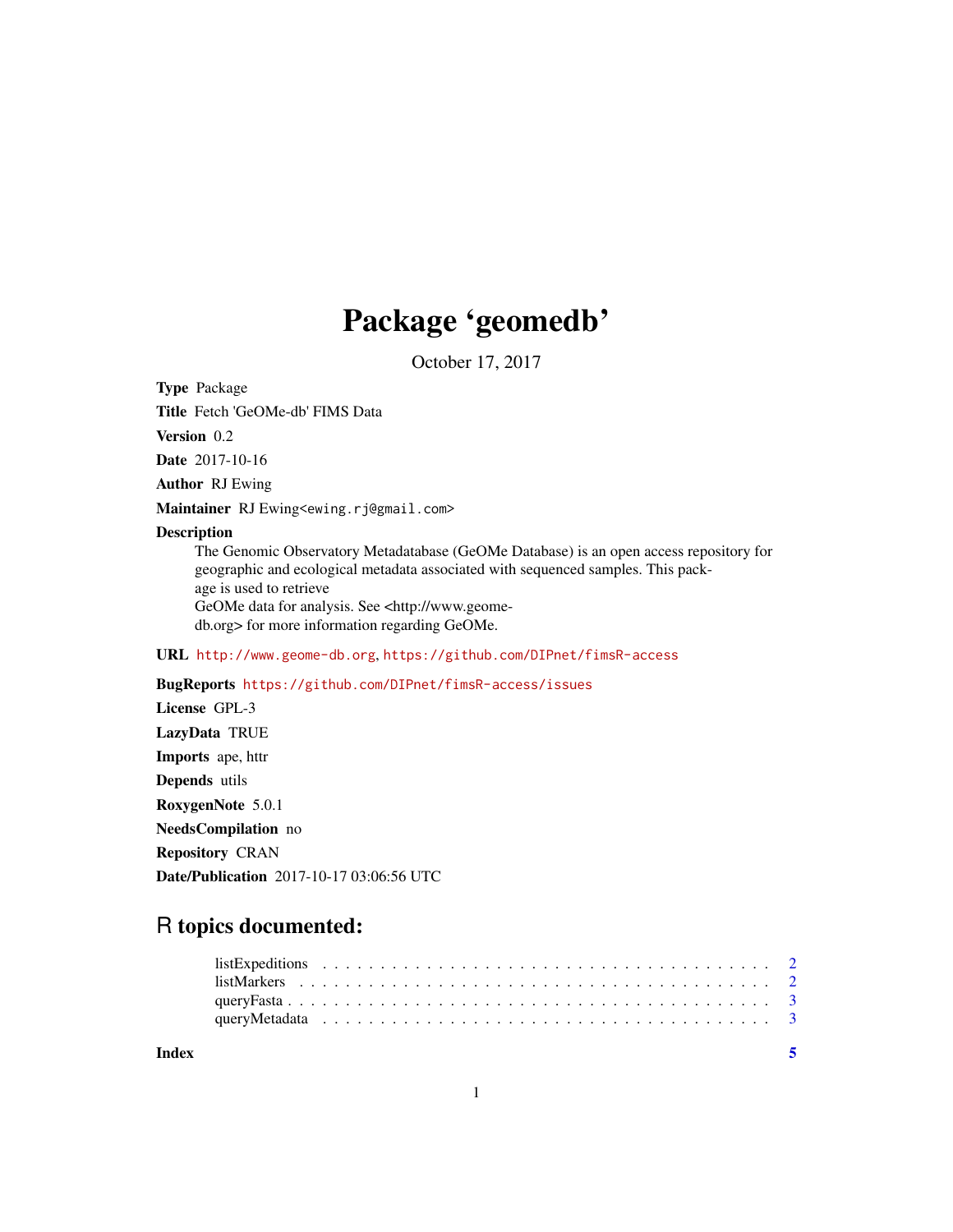# Package 'geomedb'

October 17, 2017

**Type** Package

**Title** Fetch 'GeOMe-db' FIMS Data

**Version** 0.2

**Date** 2017-10-16

**Author** RJ Ewing

**Maintainer** RJ Ewing<ewing.rj@gmail.com>

**Description** The Genomic Observatory Metadatabase (GeOMe Database) is an open access repository for geographic and ecological metadata associated with sequenced samples. This package is used to retrieve GeOMe data for analysis. See <http://www.geome-db.org> for more information regarding GeOMe.

**URL** http://www.geome-db.org, https://github.com/DIPnet/fimsR-access

**BugReports** https://github.com/DIPnet/fimsR-access/issues

**License** GPL-3

**LazyData** TRUE

**Imports** ape, httr

**Depends** utils

**RoxygenNote** 5.0.1

**NeedsCompilation** no

**Repository** CRAN

**Date/Publication** 2017-10-17 03:06:56 UTC

## R topics documented:

- listExpeditions . . . . . . . . . . . . . . . . . . . . . . . . . . . . . . . . . . . . . . . 2
- listMarkers . . . . . . . . . . . . . . . . . . . . . . . . . . . . . . . . . . . . . . . . . 2
- queryFasta . . . . . . . . . . . . . . . . . . . . . . . . . . . . . . . . . . . . . . . . . . 3
- queryMetadata . . . . . . . . . . . . . . . . . . . . . . . . . . . . . . . . . . . . . . . 3

**Index** 5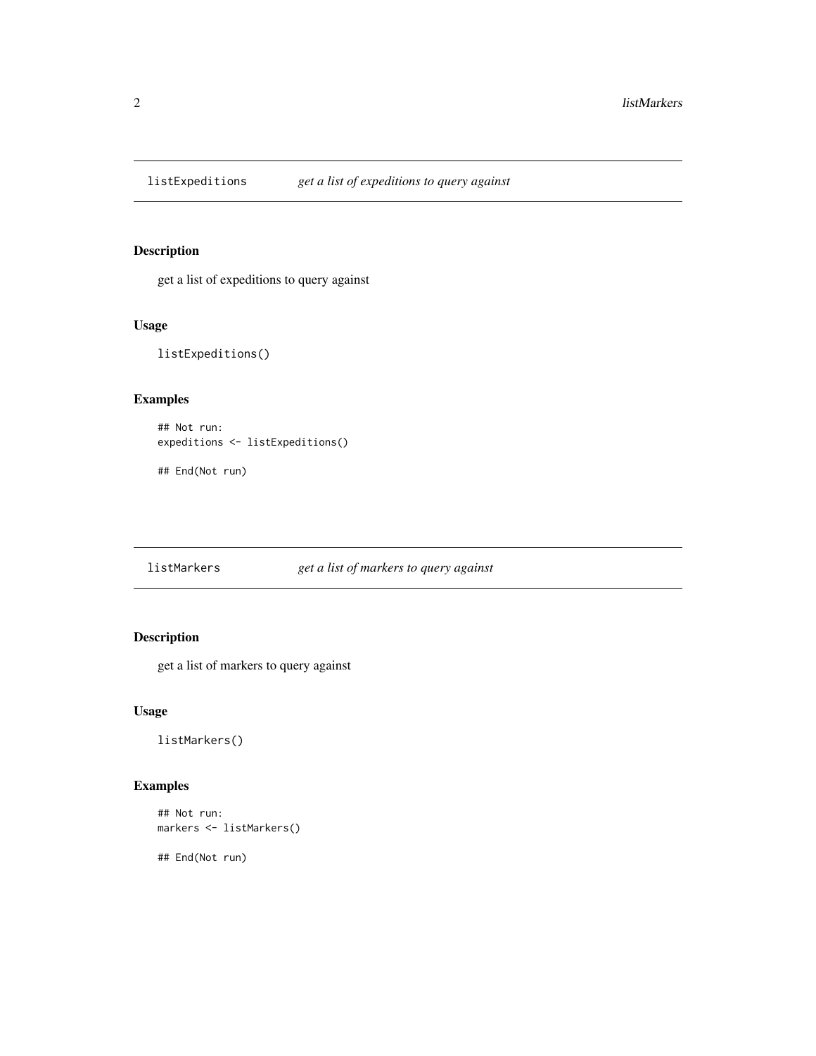## `listExpeditions` *get a list of expeditions to query against*

### Description

get a list of expeditions to query against

### Usage

```
listExpeditions()
```

### Examples

```
## Not run:
expeditions <- listExpeditions()

## End(Not run)
```

## `listMarkers` *get a list of markers to query against*

### Description

get a list of markers to query against

### Usage

```
listMarkers()
```

### Examples

```
## Not run:
markers <- listMarkers()

## End(Not run)
```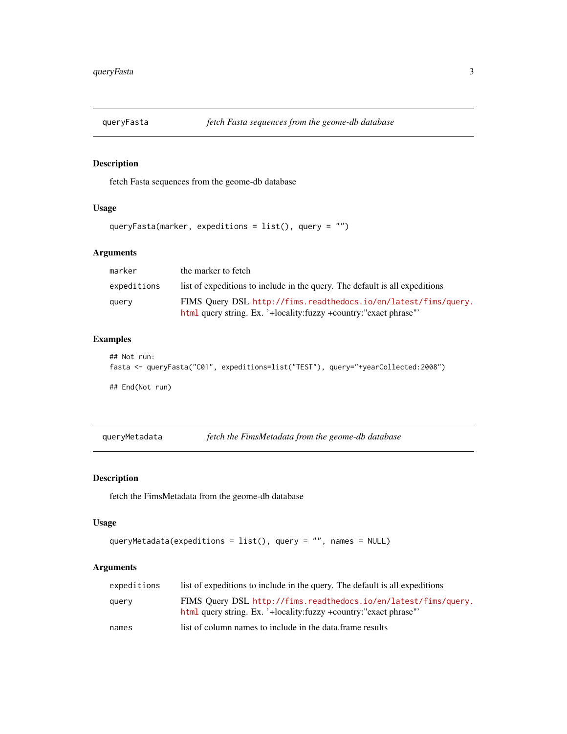## queryFasta — *fetch Fasta sequences from the geome-db database*

### Description

fetch Fasta sequences from the geome-db database

### Usage

```
queryFasta(marker, expeditions = list(), query = "")
```

### Arguments

| | |
|---|---|
| marker | the marker to fetch |
| expeditions | list of expeditions to include in the query. The default is all expeditions |
| query | FIMS Query DSL http://fims.readthedocs.io/en/latest/fims/query.html query string. Ex. '+locality:fuzzy +country:"exact phrase"' |

### Examples

```
## Not run:
fasta <- queryFasta("C01", expeditions=list("TEST"), query="+yearCollected:2008")

## End(Not run)
```

## queryMetadata — *fetch the FimsMetadata from the geome-db database*

### Description

fetch the FimsMetadata from the geome-db database

### Usage

```
queryMetadata(expeditions = list(), query = "", names = NULL)
```

### Arguments

| | |
|---|---|
| expeditions | list of expeditions to include in the query. The default is all expeditions |
| query | FIMS Query DSL http://fims.readthedocs.io/en/latest/fims/query.html query string. Ex. '+locality:fuzzy +country:"exact phrase"' |
| names | list of column names to include in the data.frame results |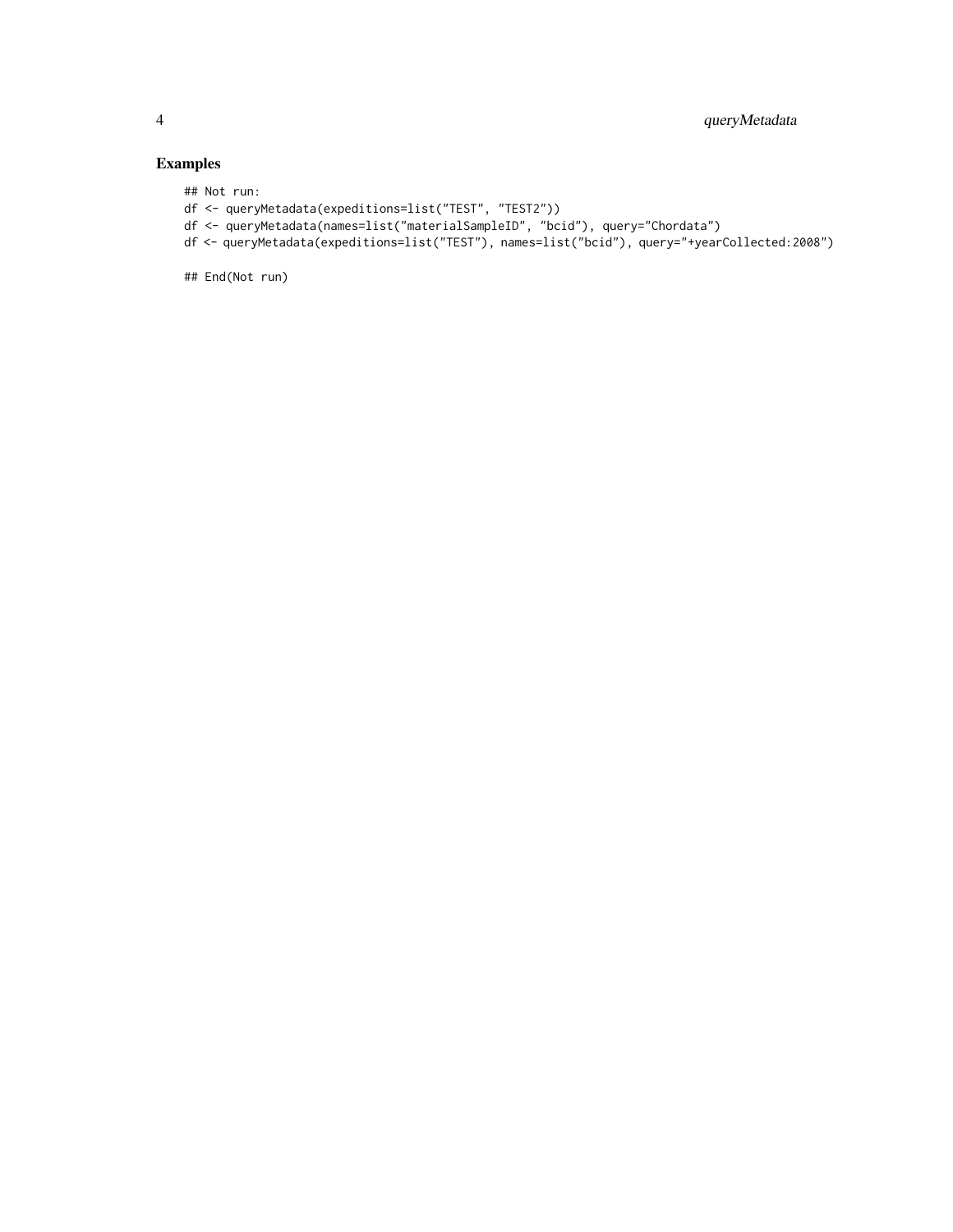### Examples

```
## Not run:
df <- queryMetadata(expeditions=list("TEST", "TEST2"))
df <- queryMetadata(names=list("materialSampleID", "bcid"), query="Chordata")
df <- queryMetadata(expeditions=list("TEST"), names=list("bcid"), query="+yearCollected:2008")

## End(Not run)
```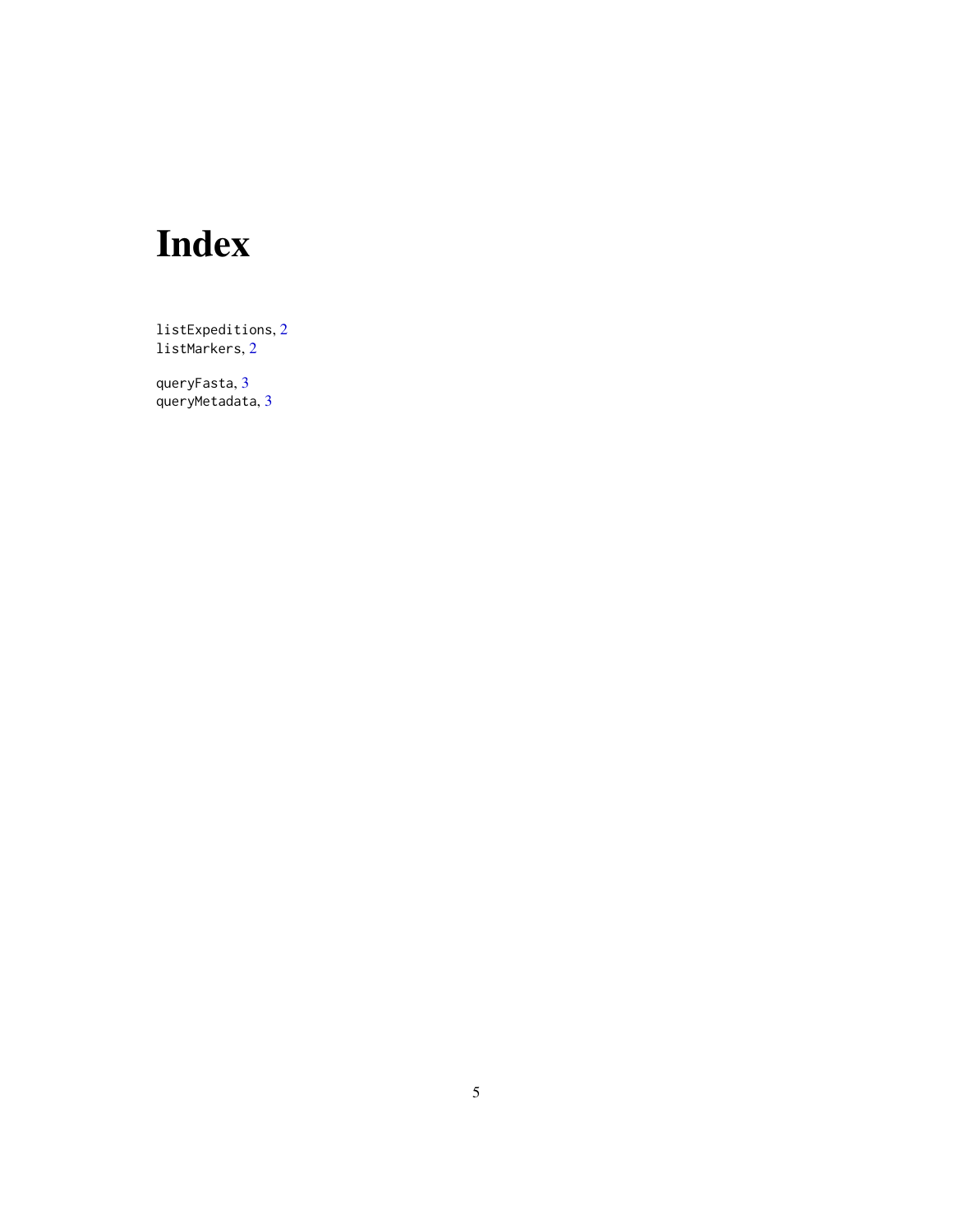# Index

listExpeditions, 2
listMarkers, 2

queryFasta, 3
queryMetadata, 3